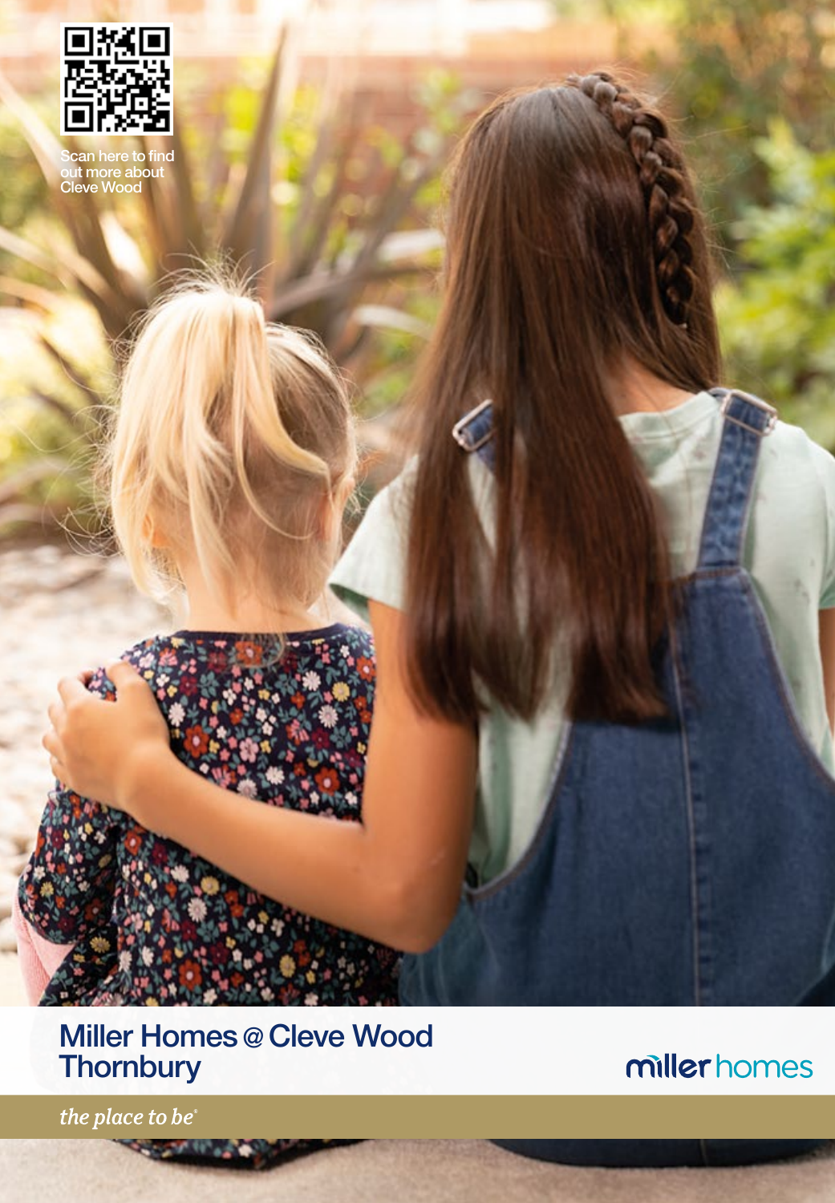Scan here to find out more about Cleve Wood

# Miller Homes @ Cleve Wood Thornbury

miller homes

*the place to be®*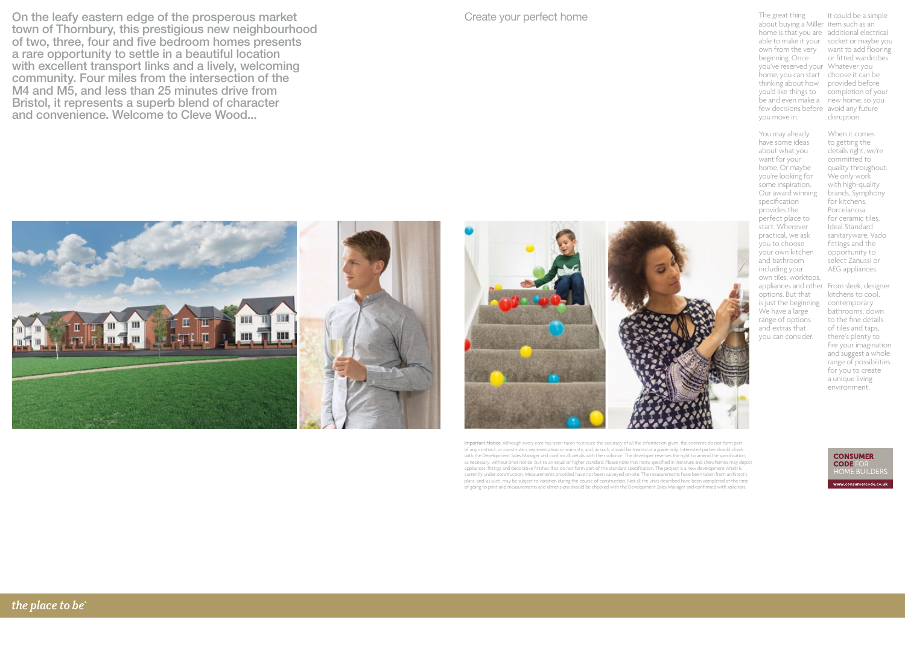On the leafy eastern edge of the prosperous market town of Thornbury, this prestigious new neighbourhood of two, three, four and five bedroom homes presents a rare opportunity to settle in a beautiful location with excellent transport links and a lively, welcoming community. Four miles from the intersection of the M4 and M5, and less than 25 minutes drive from Bristol, it represents a superb blend of character and convenience. Welcome to Cleve Wood...

## Create your perfect home

The great thing about buying a Miller home is that you are able to make it your own from the very beginning. Once you've reserved your home, you can start thinking about how you'd like things to be and even make a few decisions before you move in.

You may already have some ideas about what you want for your home. Or maybe you're looking for some inspiration. Our award winning specification provides the perfect place to start. Wherever practical, we ask you to choose your own kitchen and bathroom including your own tiles, worktops, appliances and other options. But that is just the beginning. We have a large range of options and extras that you can consider.

It could be a simple item such as an additional electrical socket or maybe you want to add flooring or fitted wardrobes. Whatever you choose it can be provided before completion of your new home, so you avoid any future disruption.

When it comes to getting the details right, we're committed to quality throughout. We only work with high-quality brands, Symphony for kitchens, Porcelanosa for ceramic tiles, Ideal Standard sanitaryware, Vado fittings and the opportunity to select Zanussi or AEG appliances.

From sleek, designer kitchens to cool, contemporary bathrooms, down to the fine details of tiles and taps, there's plenty to fire your imagination and suggest a whole range of possibilities for you to create a unique living environment.

**Important Notice:** Although every care has been taken to ensure the accuracy of all the information given, the contents do not form part of any contract, or constitute a representation or warranty, and, as such, should be treated as a guide only. Interested parties should check with the Development Sales Manager and confirm all details with their solicitor. The developer reserves the right to amend the specification, as necessary, without prior notice, but to an equal or higher standard. Please note that items specified in literature and showhomes may depict appliances, fittings and decorative finishes that do not form part of the standard specification. The project is a new development which is currently under construction. Measurements provided have not been surveyed on-site. The measurements have been taken from architect's plans, and, as such, may be subject to variation during the course of construction. Not all the units described have been completed at the time of going to print and measurements and dimensions should be checked with the Development Sales Manager and confirmed with solicitors.

CONSUMER CODE FOR HOME BUILDERS
www.consumercode.co.uk

*the place to be*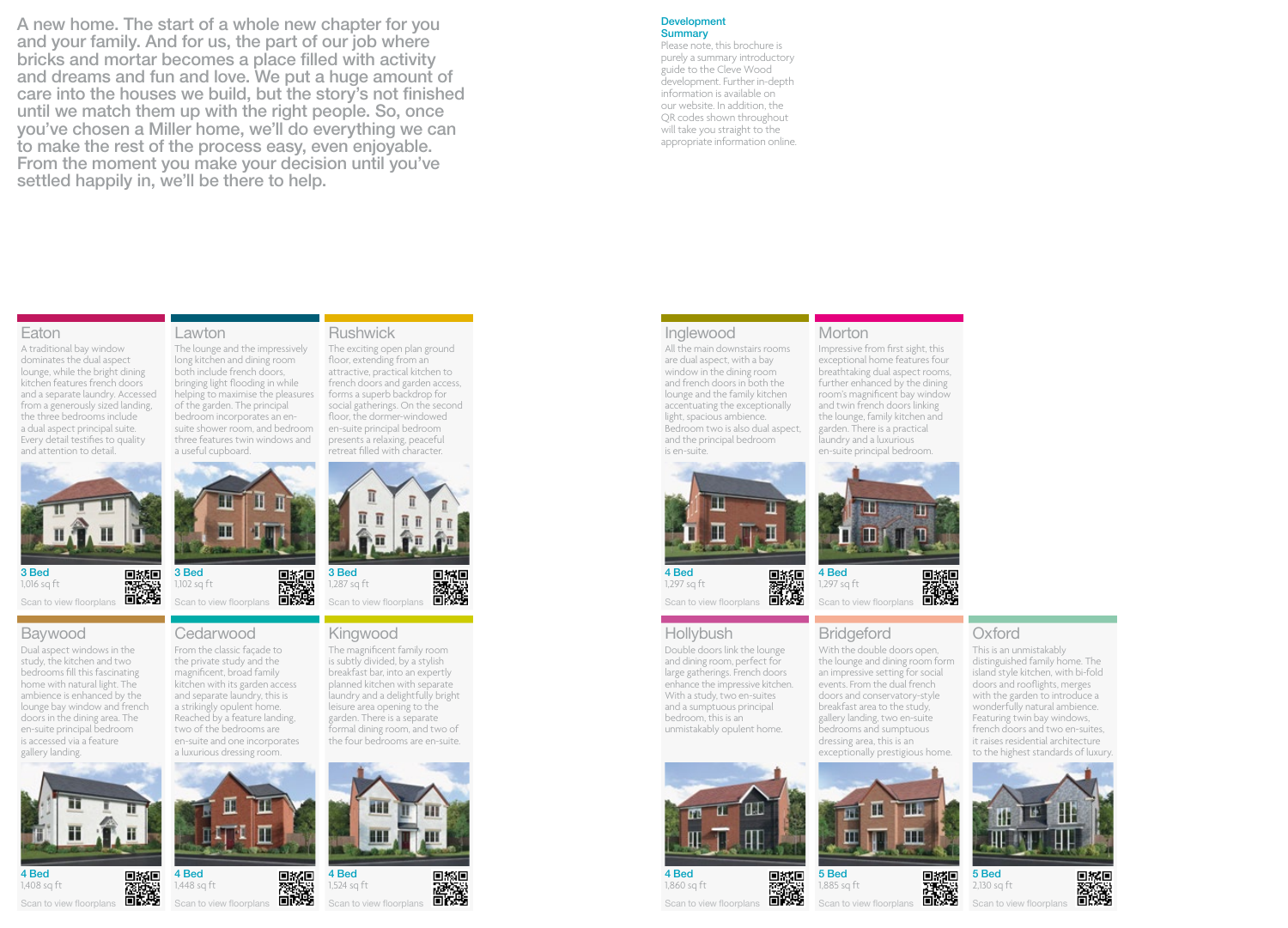A new home. The start of a whole new chapter for you and your family. And for us, the part of our job where bricks and mortar becomes a place filled with activity and dreams and fun and love. We put a huge amount of care into the houses we build, but the story's not finished until we match them up with the right people. So, once you've chosen a Miller home, we'll do everything we can to make the rest of the process easy, even enjoyable. From the moment you make your decision until you've settled happily in, we'll be there to help.

## Development Summary

Please note, this brochure is purely a summary introductory guide to the Cleve Wood development. Further in-depth information is available on our website. In addition, the QR codes shown throughout will take you straight to the appropriate information online.

### Eaton

A traditional bay window dominates the dual aspect lounge, while the bright dining kitchen features french doors and a separate laundry. Accessed from a generously sized landing, the three bedrooms include a dual aspect principal suite. Every detail testifies to quality and attention to detail.

**3 Bed**
1,016 sq ft

Scan to view floorplans

### Lawton

The lounge and the impressively long kitchen and dining room both include french doors, bringing light flooding in while helping to maximise the pleasures of the garden. The principal bedroom incorporates an en-suite shower room, and bedroom three features twin windows and a useful cupboard.

**3 Bed**
1,102 sq ft

Scan to view floorplans

### Rushwick

The exciting open plan ground floor, extending from an attractive, practical kitchen to french doors and garden access, forms a superb backdrop for social gatherings. On the second floor, the dormer-windowed en-suite principal bedroom presents a relaxing, peaceful retreat filled with character.

**3 Bed**
1,287 sq ft

Scan to view floorplans

### Baywood

Dual aspect windows in the study, the kitchen and two bedrooms fill this fascinating home with natural light. The ambience is enhanced by the lounge bay window and french doors in the dining area. The en-suite principal bedroom is accessed via a feature gallery landing.

**4 Bed**
1,408 sq ft

Scan to view floorplans

### Cedarwood

From the classic façade to the private study and the magnificent, broad family kitchen with its garden access and separate laundry, this is a strikingly opulent home. Reached by a feature landing, two of the bedrooms are en-suite and one incorporates a luxurious dressing room.

**4 Bed**
1,448 sq ft

Scan to view floorplans

### Kingwood

The magnificent family room is subtly divided, by a stylish breakfast bar, into an expertly planned kitchen with separate laundry and a delightfully bright leisure area opening to the garden. There is a separate formal dining room, and two of the four bedrooms are en-suite.

**4 Bed**
1,524 sq ft

Scan to view floorplans

### Inglewood

All the main downstairs rooms are dual aspect, with a bay window in the dining room and french doors in both the lounge and the family kitchen accentuating the exceptionally light, spacious ambience. Bedroom two is also dual aspect, and the principal bedroom is en-suite.

**4 Bed**
1,297 sq ft

Scan to view floorplans

### Morton

Impressive from first sight, this exceptional home features four breathtaking dual aspect rooms, further enhanced by the dining room's magnificent bay window and twin french doors linking the lounge, family kitchen and garden. There is a practical laundry and a luxurious en-suite principal bedroom.

**4 Bed**
1,297 sq ft

Scan to view floorplans

### Hollybush

Double doors link the lounge and dining room, perfect for large gatherings. French doors enhance the impressive kitchen. With a study, two en-suites and a sumptuous principal bedroom, this is an unmistakably opulent home.

**4 Bed**
1,860 sq ft

Scan to view floorplans

### Bridgeford

With the double doors open, the lounge and dining room form an impressive setting for social events. From the dual french doors and conservatory-style breakfast area to the study, gallery landing, two en-suite bedrooms and sumptuous dressing area, this is an exceptionally prestigious home.

**5 Bed**
1,885 sq ft

Scan to view floorplans

### Oxford

This is an unmistakably distinguished family home. The island style kitchen, with bi-fold doors and rooflights, merges with the garden to introduce a wonderfully natural ambience. Featuring twin bay windows, french doors and two en-suites, it raises residential architecture to the highest standards of luxury.

**5 Bed**
2,130 sq ft

Scan to view floorplans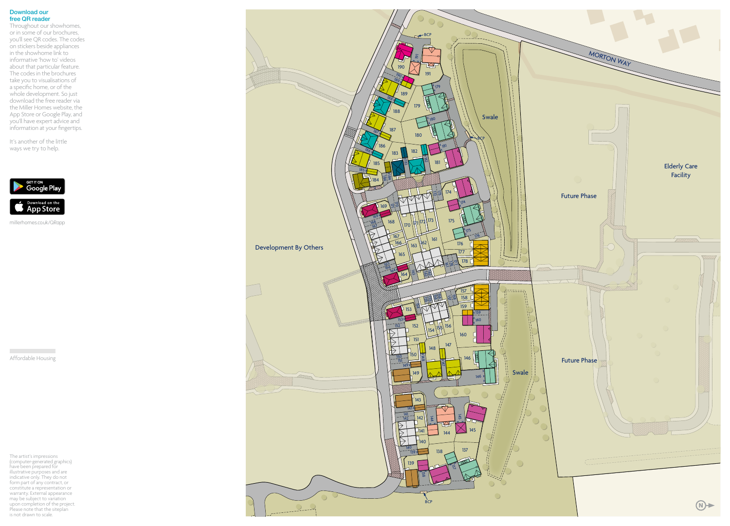## Download our free QR reader

Throughout our showhomes, or in some of our brochures, you'll see QR codes. The codes on stickers beside appliances in the showhome link to informative 'how to' videos about that particular feature. The codes in the brochures take you to visualisations of a specific home, or of the whole development. So just download the free reader via the Miller Homes website, the App Store or Google Play, and you'll have expert advice and information at your fingertips.

It's another of the little ways we try to help.

GET IT ON Google Play

Download on the App Store

millerhomes.co.uk/QRapp

Affordable Housing

The artist's impressions (computer-generated graphics) have been prepared for illustrative purposes and are indicative only. They do not form part of any contract, or constitute a representation or warranty. External appearance may be subject to variation upon completion of the project. Please note that the siteplan is not drawn to scale.

MORTON WAY

Swale

Elderly Care Facility

Future Phase

Development By Others

Future Phase

Swale

BCP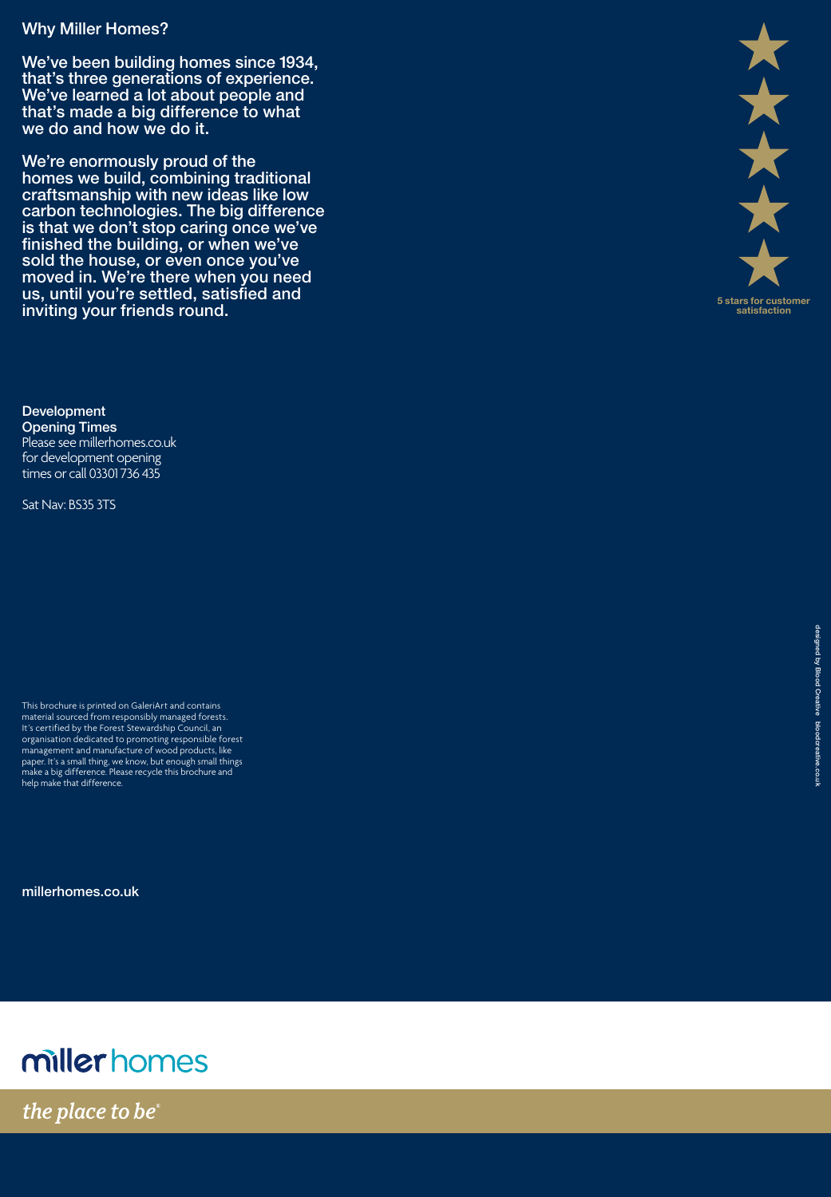## Why Miller Homes?

**We've been building homes since 1934, that's three generations of experience. We've learned a lot about people and that's made a big difference to what we do and how we do it.**

**We're enormously proud of the homes we build, combining traditional craftsmanship with new ideas like low carbon technologies. The big difference is that we don't stop caring once we've finished the building, or when we've sold the house, or even once you've moved in. We're there when you need us, until you're settled, satisfied and inviting your friends round.**

5 stars for customer satisfaction

**Development Opening Times**
Please see millerhomes.co.uk for development opening times or call 03301 736 435

Sat Nav: BS35 3TS

This brochure is printed on GaleriArt and contains material sourced from responsibly managed forests. It's certified by the Forest Stewardship Council, an organisation dedicated to promoting responsible forest management and manufacture of wood products, like paper. It's a small thing, we know, but enough small things make a big difference. Please recycle this brochure and help make that difference.

designed by Blood Creative bloodcreative.co.uk

**millerhomes.co.uk**

miller homes

*the place to be®*